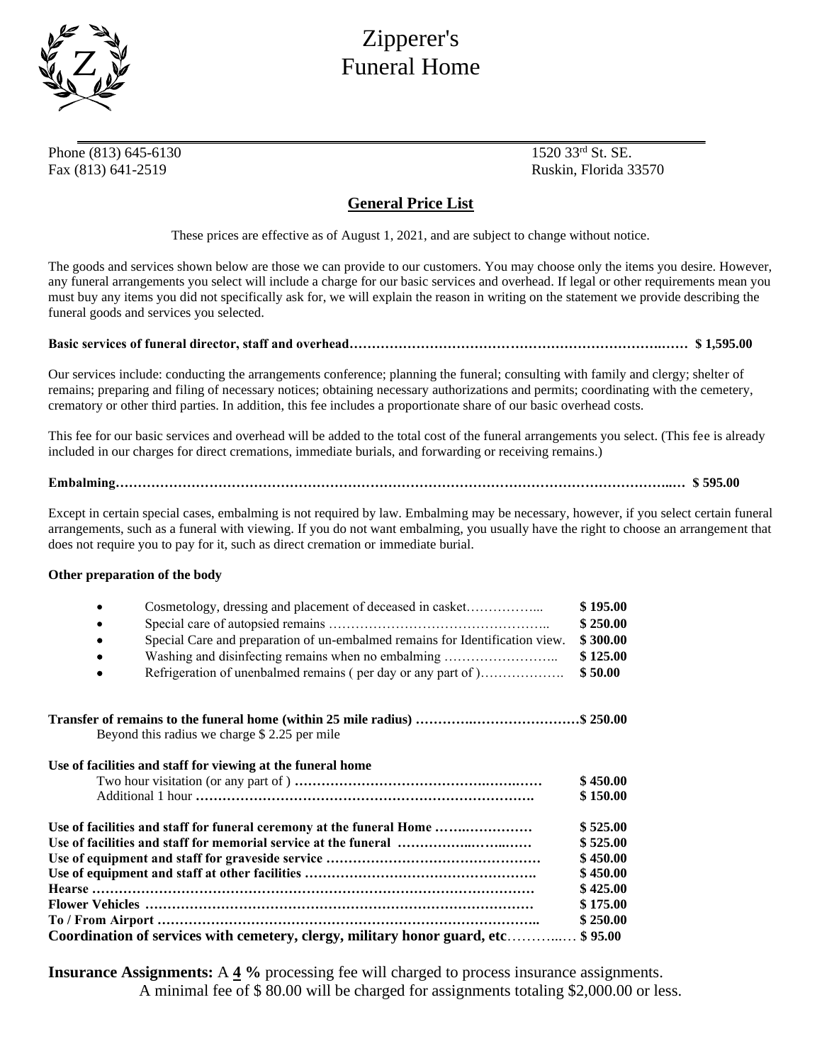# Zipperer's Funeral Home

Phone (813) 645-6130
Fax (813) 641-2519

1520 33rd St. SE.
Ruskin, Florida 33570

## General Price List

These prices are effective as of August 1, 2021, and are subject to change without notice.

The goods and services shown below are those we can provide to our customers. You may choose only the items you desire. However, any funeral arrangements you select will include a charge for our basic services and overhead. If legal or other requirements mean you must buy any items you did not specifically ask for, we will explain the reason in writing on the statement we provide describing the funeral goods and services you selected.

**Basic services of funeral director, staff and overhead…………………………………………………………………… $ 1,595.00**

Our services include: conducting the arrangements conference; planning the funeral; consulting with family and clergy; shelter of remains; preparing and filing of necessary notices; obtaining necessary authorizations and permits; coordinating with the cemetery, crematory or other third parties. In addition, this fee includes a proportionate share of our basic overhead costs.

This fee for our basic services and overhead will be added to the total cost of the funeral arrangements you select. (This fee is already included in our charges for direct cremations, immediate burials, and forwarding or receiving remains.)

**Embalming……………………………………………………………………………………………………………… $ 595.00**

Except in certain special cases, embalming is not required by law. Embalming may be necessary, however, if you select certain funeral arrangements, such as a funeral with viewing. If you do not want embalming, you usually have the right to choose an arrangement that does not require you to pay for it, such as direct cremation or immediate burial.

**Other preparation of the body**

- Cosmetology, dressing and placement of deceased in casket……………... **$ 195.00**
- Special care of autopsied remains ………………………………………….. **$ 250.00**
- Special Care and preparation of un-embalmed remains for Identification view. **$ 300.00**
- Washing and disinfecting remains when no embalming …………………….. **$ 125.00**
- Refrigeration of unenbalmed remains ( per day or any part of )………………. **$ 50.00**

**Transfer of remains to the funeral home (within 25 mile radius) ……………………………………$ 250.00**
Beyond this radius we charge $ 2.25 per mile

**Use of facilities and staff for viewing at the funeral home**

| | |
|---|---|
| Two hour visitation (or any part of ) **…………………………………………………** | **$ 450.00** |
| Additional 1 hour **……………………………………………………………………** | **$ 150.00** |
| **Use of facilities and staff for funeral ceremony at the funeral Home ……………………** | **$ 525.00** |
| **Use of facilities and staff for memorial service at the funeral ………………………** | **$ 525.00** |
| **Use of equipment and staff for graveside service …………………………………………** | **$ 450.00** |
| **Use of equipment and staff at other facilities ……………………………………………** | **$ 450.00** |
| **Hearse ……………………………………………………………………………………** | **$ 425.00** |
| **Flower Vehicles ……………………………………………………………………………** | **$ 175.00** |
| **To / From Airport …………………………………………………………………………** | **$ 250.00** |
| **Coordination of services with cemetery, clergy, military honor guard, etc**………… | **$ 95.00** |

**Insurance Assignments:** A **4 %** processing fee will charged to process insurance assignments.
A minimal fee of $ 80.00 will be charged for assignments totaling $2,000.00 or less.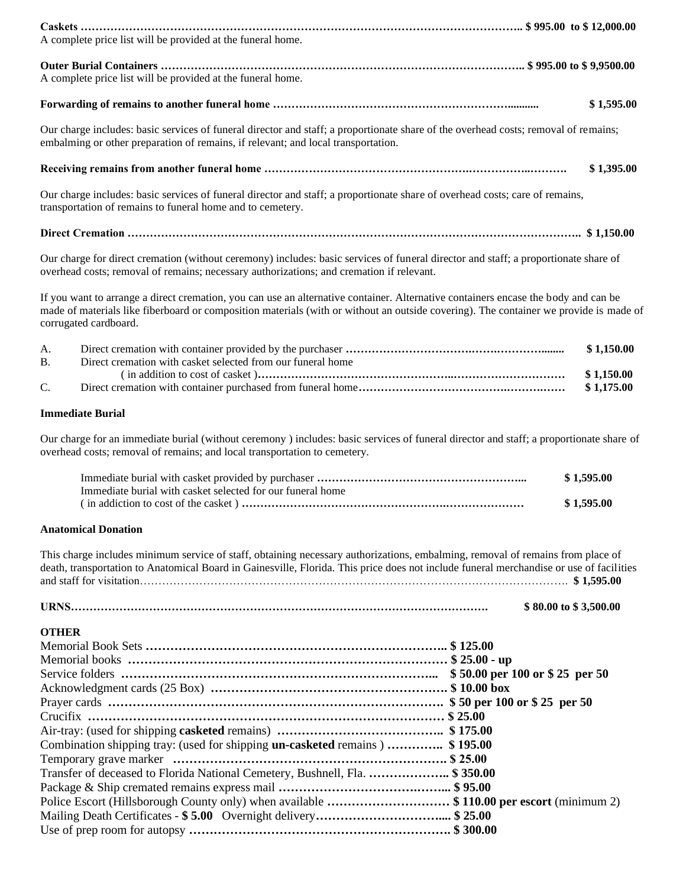**Caskets ………………………………………………………………………………………………………….. $ 995.00 to $ 12,000.00**
A complete price list will be provided at the funeral home.

**Outer Burial Containers ……………………………………………………………………………………….. $ 995.00 to $ 9,9500.00**
A complete price list will be provided at the funeral home.

**Forwarding of remains to another funeral home ………………………………………………………........... $ 1,595.00**

Our charge includes: basic services of funeral director and staff; a proportionate share of the overhead costs; removal of remains; embalming or other preparation of remains, if relevant; and local transportation.

**Receiving remains from another funeral home …………………………………………….……………..………. $ 1,395.00**

Our charge includes: basic services of funeral director and staff; a proportionate share of overhead costs; care of remains, transportation of remains to funeral home and to cemetery.

**Direct Cremation ……………………………………………………………………………………………………….. $ 1,150.00**

Our charge for direct cremation (without ceremony) includes: basic services of funeral director and staff; a proportionate share of overhead costs; removal of remains; necessary authorizations; and cremation if relevant.

If you want to arrange a direct cremation, you can use an alternative container. Alternative containers encase the body and can be made of materials like fiberboard or composition materials (with or without an outside covering). The container we provide is made of corrugated cardboard.

| | | |
|---|---|---|
| A. | Direct cremation with container provided by the purchaser ……………………………….……..………….…...... | **$ 1,150.00** |
| B. | Direct cremation with casket selected from our funeral home ( in addition to cost of casket )……………………………………………..………………………… | **$ 1,150.00** |
| C. | Direct cremation with container purchased from funeral home……………………………………….…….…… | **$ 1,175.00** |

**Immediate Burial**

Our charge for an immediate burial (without ceremony ) includes: basic services of funeral director and staff; a proportionate share of overhead costs; removal of remains; and local transportation to cemetery.

| | |
|---|---|
| Immediate burial with casket provided by purchaser ………………………………………………... | **$ 1,595.00** |
| Immediate burial with casket selected for our funeral home ( in addiction to cost of the casket ) …………………………………………….…………………… | **$ 1,595.00** |

**Anatomical Donation**

This charge includes minimum service of staff, obtaining necessary authorizations, embalming, removal of remains from place of death, transportation to Anatomical Board in Gainesville, Florida. This price does not include funeral merchandise or use of facilities and staff for visitation………………………………………………………………………………………………. **$ 1,595.00**

**URNS………………………………………………………………………………………………. $ 80.00 to $ 3,500.00**

**OTHER**

Memorial Book Sets **……………………………………………………………….. $ 125.00**
Memorial books **…………………………………………………………………… $ 25.00 - up**
Service folders **…………………………………………………………………... $ 50.00 per 100 or $ 25 per 50**
Acknowledgment cards (25 Box) **…………………………………………………. $ 10.00 box**
Prayer cards **…………………………………………………………………… $ 50 per 100 or $ 25 per 50**
Crucifix **………………………………………………………………………… $ 25.00**
Air-tray: (used for shipping **casketed** remains) **………………………………….. $ 175.00**
Combination shipping tray: (used for shipping **un-casketed** remains ) **………….. $ 195.00**
Temporary grave marker **………………………………………………………. $ 25.00**
Transfer of deceased to Florida National Cemetery, Bushnell, Fla. **……………….. $ 350.00**
Package & Ship cremated remains express mail **…………………………….…... $ 95.00**
Police Escort (Hillsborough County only) when available **………………………… $ 110.00 per escort** (minimum 2)
Mailing Death Certificates - **$ 5.00** Overnight delivery**………………………..... $ 25.00**
Use of prep room for autopsy **……………………………………………………. $ 300.00**